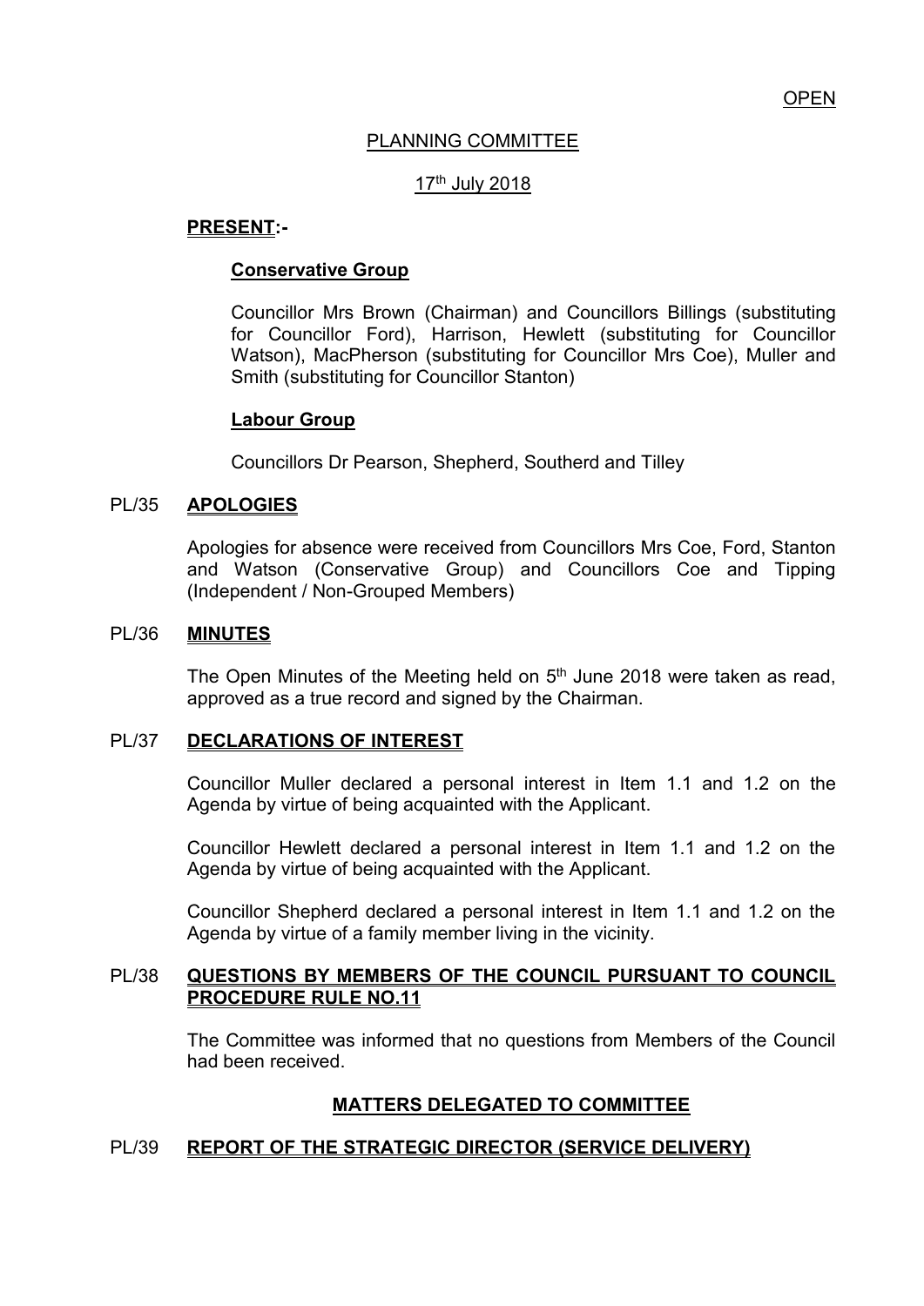OPEN

# PLANNING COMMITTEE

17th July 2018

**PRESENT:-**

**Conservative Group**

Councillor Mrs Brown (Chairman) and Councillors Billings (substituting for Councillor Ford), Harrison, Hewlett (substituting for Councillor Watson), MacPherson (substituting for Councillor Mrs Coe), Muller and Smith (substituting for Councillor Stanton)

**Labour Group**

Councillors Dr Pearson, Shepherd, Southerd and Tilley

## PL/35 APOLOGIES

Apologies for absence were received from Councillors Mrs Coe, Ford, Stanton and Watson (Conservative Group) and Councillors Coe and Tipping (Independent / Non-Grouped Members)

## PL/36 MINUTES

The Open Minutes of the Meeting held on 5th June 2018 were taken as read, approved as a true record and signed by the Chairman.

## PL/37 DECLARATIONS OF INTEREST

Councillor Muller declared a personal interest in Item 1.1 and 1.2 on the Agenda by virtue of being acquainted with the Applicant.

Councillor Hewlett declared a personal interest in Item 1.1 and 1.2 on the Agenda by virtue of being acquainted with the Applicant.

Councillor Shepherd declared a personal interest in Item 1.1 and 1.2 on the Agenda by virtue of a family member living in the vicinity.

## PL/38 QUESTIONS BY MEMBERS OF THE COUNCIL PURSUANT TO COUNCIL PROCEDURE RULE NO.11

The Committee was informed that no questions from Members of the Council had been received.

## MATTERS DELEGATED TO COMMITTEE

## PL/39 REPORT OF THE STRATEGIC DIRECTOR (SERVICE DELIVERY)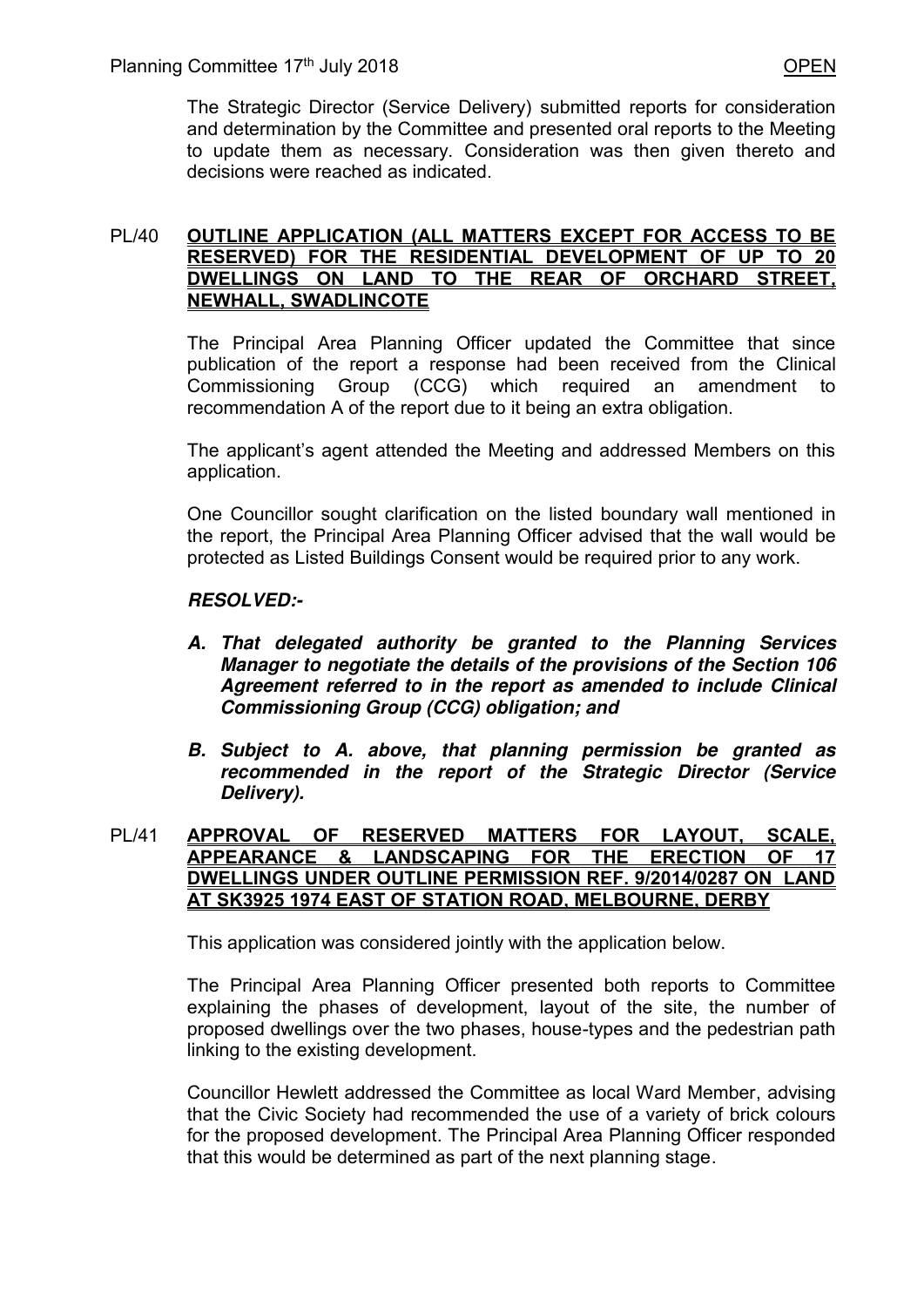The Strategic Director (Service Delivery) submitted reports for consideration and determination by the Committee and presented oral reports to the Meeting to update them as necessary. Consideration was then given thereto and decisions were reached as indicated.

## PL/40 OUTLINE APPLICATION (ALL MATTERS EXCEPT FOR ACCESS TO BE RESERVED) FOR THE RESIDENTIAL DEVELOPMENT OF UP TO 20 DWELLINGS ON LAND TO THE REAR OF ORCHARD STREET, NEWHALL, SWADLINCOTE

The Principal Area Planning Officer updated the Committee that since publication of the report a response had been received from the Clinical Commissioning Group (CCG) which required an amendment to recommendation A of the report due to it being an extra obligation.

The applicant's agent attended the Meeting and addressed Members on this application.

One Councillor sought clarification on the listed boundary wall mentioned in the report, the Principal Area Planning Officer advised that the wall would be protected as Listed Buildings Consent would be required prior to any work.

***RESOLVED:-***

***A. That delegated authority be granted to the Planning Services Manager to negotiate the details of the provisions of the Section 106 Agreement referred to in the report as amended to include Clinical Commissioning Group (CCG) obligation; and***

***B. Subject to A. above, that planning permission be granted as recommended in the report of the Strategic Director (Service Delivery).***

## PL/41 APPROVAL OF RESERVED MATTERS FOR LAYOUT, SCALE, APPEARANCE & LANDSCAPING FOR THE ERECTION OF 17 DWELLINGS UNDER OUTLINE PERMISSION REF. 9/2014/0287 ON LAND AT SK3925 1974 EAST OF STATION ROAD, MELBOURNE, DERBY

This application was considered jointly with the application below.

The Principal Area Planning Officer presented both reports to Committee explaining the phases of development, layout of the site, the number of proposed dwellings over the two phases, house-types and the pedestrian path linking to the existing development.

Councillor Hewlett addressed the Committee as local Ward Member, advising that the Civic Society had recommended the use of a variety of brick colours for the proposed development. The Principal Area Planning Officer responded that this would be determined as part of the next planning stage.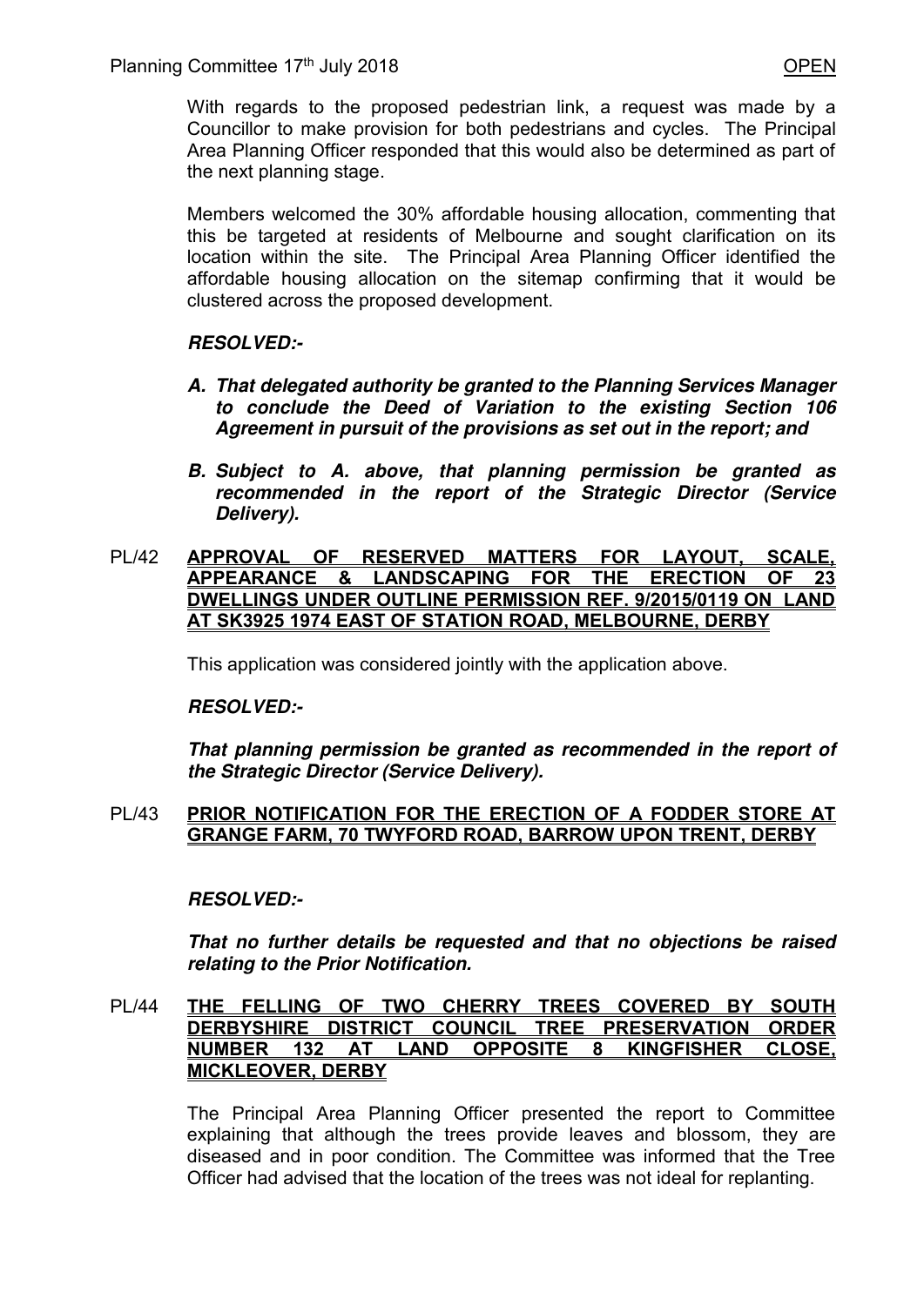With regards to the proposed pedestrian link, a request was made by a Councillor to make provision for both pedestrians and cycles. The Principal Area Planning Officer responded that this would also be determined as part of the next planning stage.

Members welcomed the 30% affordable housing allocation, commenting that this be targeted at residents of Melbourne and sought clarification on its location within the site. The Principal Area Planning Officer identified the affordable housing allocation on the sitemap confirming that it would be clustered across the proposed development.

***RESOLVED:-***

***A. That delegated authority be granted to the Planning Services Manager to conclude the Deed of Variation to the existing Section 106 Agreement in pursuit of the provisions as set out in the report; and***

***B. Subject to A. above, that planning permission be granted as recommended in the report of the Strategic Director (Service Delivery).***

**PL/42 APPROVAL OF RESERVED MATTERS FOR LAYOUT, SCALE, APPEARANCE & LANDSCAPING FOR THE ERECTION OF 23 DWELLINGS UNDER OUTLINE PERMISSION REF. 9/2015/0119 ON LAND AT SK3925 1974 EAST OF STATION ROAD, MELBOURNE, DERBY**

This application was considered jointly with the application above.

***RESOLVED:-***

***That planning permission be granted as recommended in the report of the Strategic Director (Service Delivery).***

**PL/43 PRIOR NOTIFICATION FOR THE ERECTION OF A FODDER STORE AT GRANGE FARM, 70 TWYFORD ROAD, BARROW UPON TRENT, DERBY**

***RESOLVED:-***

***That no further details be requested and that no objections be raised relating to the Prior Notification.***

**PL/44 THE FELLING OF TWO CHERRY TREES COVERED BY SOUTH DERBYSHIRE DISTRICT COUNCIL TREE PRESERVATION ORDER NUMBER 132 AT LAND OPPOSITE 8 KINGFISHER CLOSE, MICKLEOVER, DERBY**

The Principal Area Planning Officer presented the report to Committee explaining that although the trees provide leaves and blossom, they are diseased and in poor condition. The Committee was informed that the Tree Officer had advised that the location of the trees was not ideal for replanting.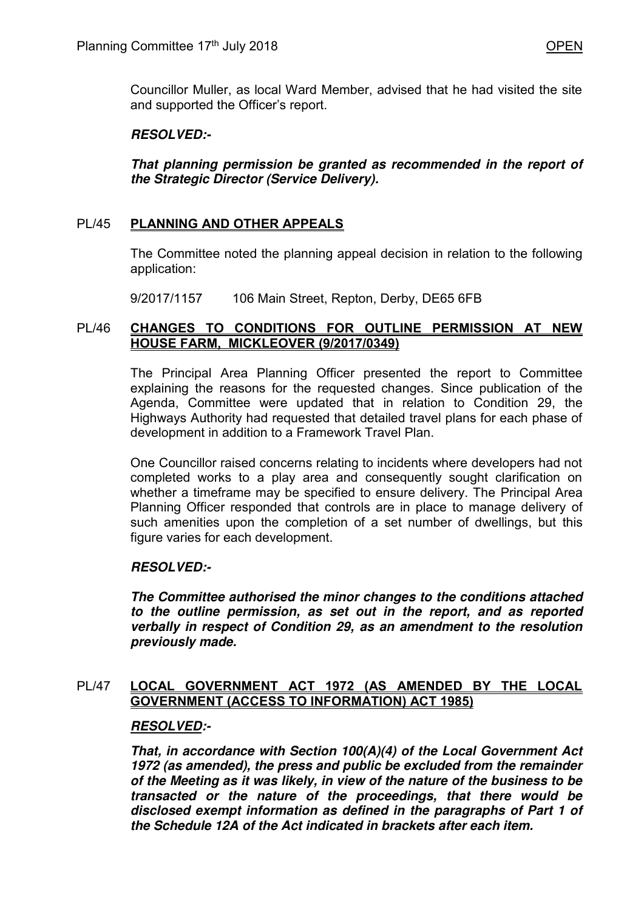Councillor Muller, as local Ward Member, advised that he had visited the site and supported the Officer's report.

***RESOLVED:-***

***That planning permission be granted as recommended in the report of the Strategic Director (Service Delivery).***

## PL/45 PLANNING AND OTHER APPEALS

The Committee noted the planning appeal decision in relation to the following application:

9/2017/1157 106 Main Street, Repton, Derby, DE65 6FB

## PL/46 CHANGES TO CONDITIONS FOR OUTLINE PERMISSION AT NEW HOUSE FARM, MICKLEOVER (9/2017/0349)

The Principal Area Planning Officer presented the report to Committee explaining the reasons for the requested changes. Since publication of the Agenda, Committee were updated that in relation to Condition 29, the Highways Authority had requested that detailed travel plans for each phase of development in addition to a Framework Travel Plan.

One Councillor raised concerns relating to incidents where developers had not completed works to a play area and consequently sought clarification on whether a timeframe may be specified to ensure delivery. The Principal Area Planning Officer responded that controls are in place to manage delivery of such amenities upon the completion of a set number of dwellings, but this figure varies for each development.

***RESOLVED:-***

***The Committee authorised the minor changes to the conditions attached to the outline permission, as set out in the report, and as reported verbally in respect of Condition 29, as an amendment to the resolution previously made.***

## PL/47 LOCAL GOVERNMENT ACT 1972 (AS AMENDED BY THE LOCAL GOVERNMENT (ACCESS TO INFORMATION) ACT 1985)

***RESOLVED:-***

***That, in accordance with Section 100(A)(4) of the Local Government Act 1972 (as amended), the press and public be excluded from the remainder of the Meeting as it was likely, in view of the nature of the business to be transacted or the nature of the proceedings, that there would be disclosed exempt information as defined in the paragraphs of Part 1 of the Schedule 12A of the Act indicated in brackets after each item.***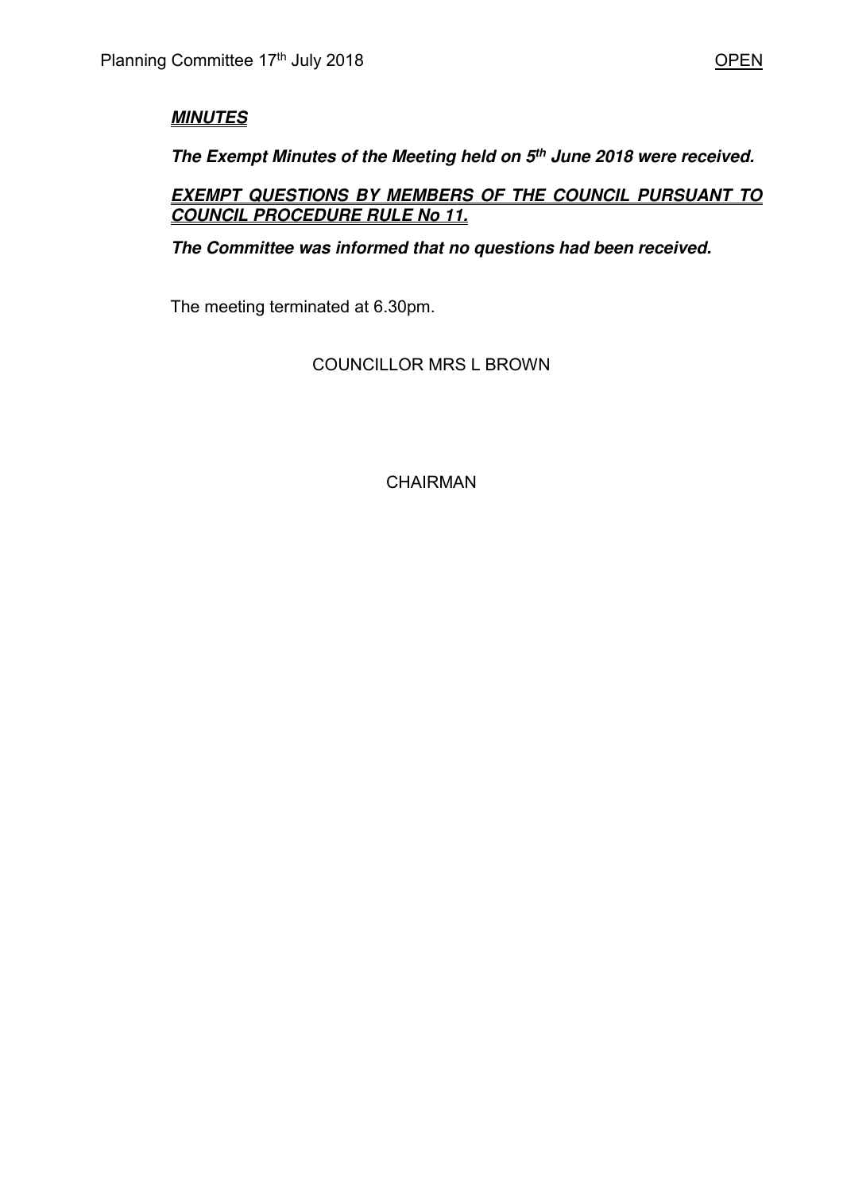***MINUTES***

***The Exempt Minutes of the Meeting held on 5th June 2018 were received.***

***EXEMPT QUESTIONS BY MEMBERS OF THE COUNCIL PURSUANT TO COUNCIL PROCEDURE RULE No 11.***

***The Committee was informed that no questions had been received.***

The meeting terminated at 6.30pm.

COUNCILLOR MRS L BROWN

CHAIRMAN